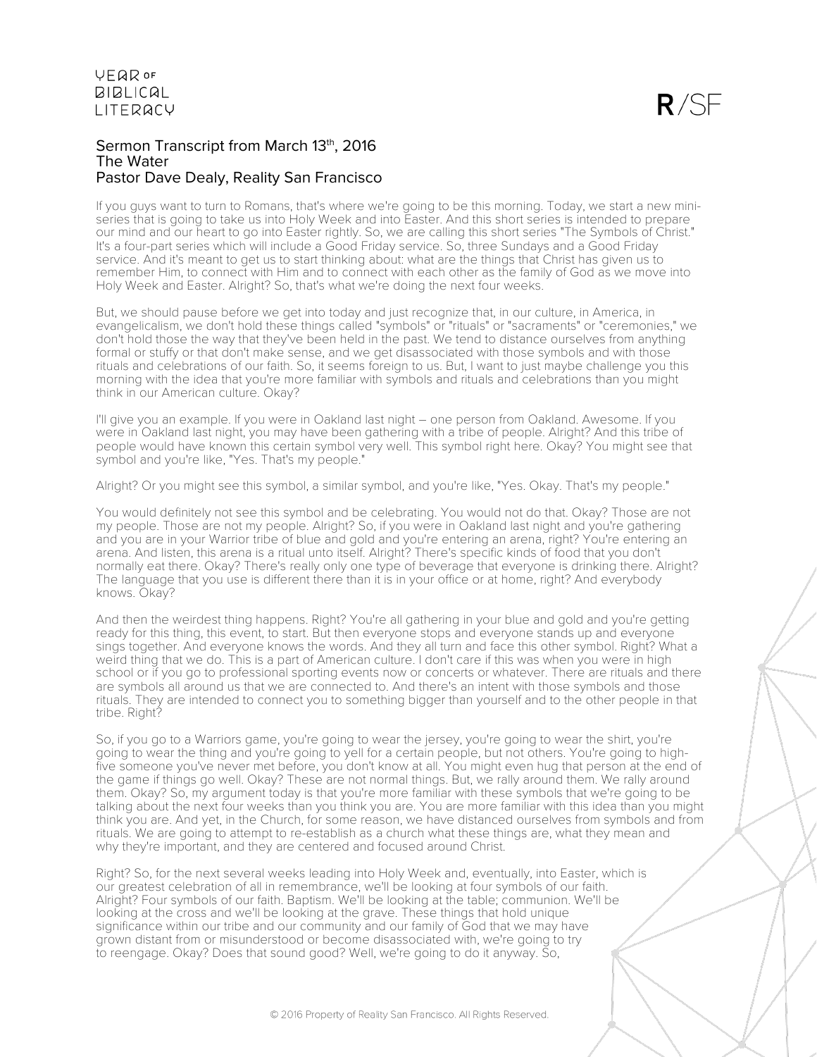Sermon Transcript from March 13th, 2016
The Water
Pastor Dave Dealy, Reality San Francisco

If you guys want to turn to Romans, that's where we're going to be this morning. Today, we start a new mini-series that is going to take us into Holy Week and into Easter. And this short series is intended to prepare our mind and our heart to go into Easter rightly. So, we are calling this short series "The Symbols of Christ." It's a four-part series which will include a Good Friday service. So, three Sundays and a Good Friday service. And it's meant to get us to start thinking about: what are the things that Christ has given us to remember Him, to connect with Him and to connect with each other as the family of God as we move into Holy Week and Easter. Alright? So, that's what we're doing the next four weeks.

But, we should pause before we get into today and just recognize that, in our culture, in America, in evangelicalism, we don't hold these things called "symbols" or "rituals" or "sacraments" or "ceremonies," we don't hold those the way that they've been held in the past. We tend to distance ourselves from anything formal or stuffy or that don't make sense, and we get disassociated with those symbols and with those rituals and celebrations of our faith. So, it seems foreign to us. But, I want to just maybe challenge you this morning with the idea that you're more familiar with symbols and rituals and celebrations than you might think in our American culture. Okay?

I'll give you an example. If you were in Oakland last night – one person from Oakland. Awesome. If you were in Oakland last night, you may have been gathering with a tribe of people. Alright? And this tribe of people would have known this certain symbol very well. This symbol right here. Okay? You might see that symbol and you're like, "Yes. That's my people."

Alright? Or you might see this symbol, a similar symbol, and you're like, "Yes. Okay. That's my people."

You would definitely not see this symbol and be celebrating. You would not do that. Okay? Those are not my people. Those are not my people. Alright? So, if you were in Oakland last night and you're gathering and you are in your Warrior tribe of blue and gold and you're entering an arena, right? You're entering an arena. And listen, this arena is a ritual unto itself. Alright? There's specific kinds of food that you don't normally eat there. Okay? There's really only one type of beverage that everyone is drinking there. Alright? The language that you use is different there than it is in your office or at home, right? And everybody knows. Okay?

And then the weirdest thing happens. Right? You're all gathering in your blue and gold and you're getting ready for this thing, this event, to start. But then everyone stops and everyone stands up and everyone sings together. And everyone knows the words. And they all turn and face this other symbol. Right? What a weird thing that we do. This is a part of American culture. I don't care if this was when you were in high school or if you go to professional sporting events now or concerts or whatever. There are rituals and there are symbols all around us that we are connected to. And there's an intent with those symbols and those rituals. They are intended to connect you to something bigger than yourself and to the other people in that tribe. Right?

So, if you go to a Warriors game, you're going to wear the jersey, you're going to wear the shirt, you're going to wear the thing and you're going to yell for a certain people, but not others. You're going to high-five someone you've never met before, you don't know at all. You might even hug that person at the end of the game if things go well. Okay? These are not normal things. But, we rally around them. We rally around them. Okay? So, my argument today is that you're more familiar with these symbols that we're going to be talking about the next four weeks than you think you are. You are more familiar with this idea than you might think you are. And yet, in the Church, for some reason, we have distanced ourselves from symbols and from rituals. We are going to attempt to re-establish as a church what these things are, what they mean and why they're important, and they are centered and focused around Christ.

Right? So, for the next several weeks leading into Holy Week and, eventually, into Easter, which is our greatest celebration of all in remembrance, we'll be looking at four symbols of our faith. Alright? Four symbols of our faith. Baptism. We'll be looking at the table; communion. We'll be looking at the cross and we'll be looking at the grave. These things that hold unique significance within our tribe and our community and our family of God that we may have grown distant from or misunderstood or become disassociated with, we're going to try to reengage. Okay? Does that sound good? Well, we're going to do it anyway. So,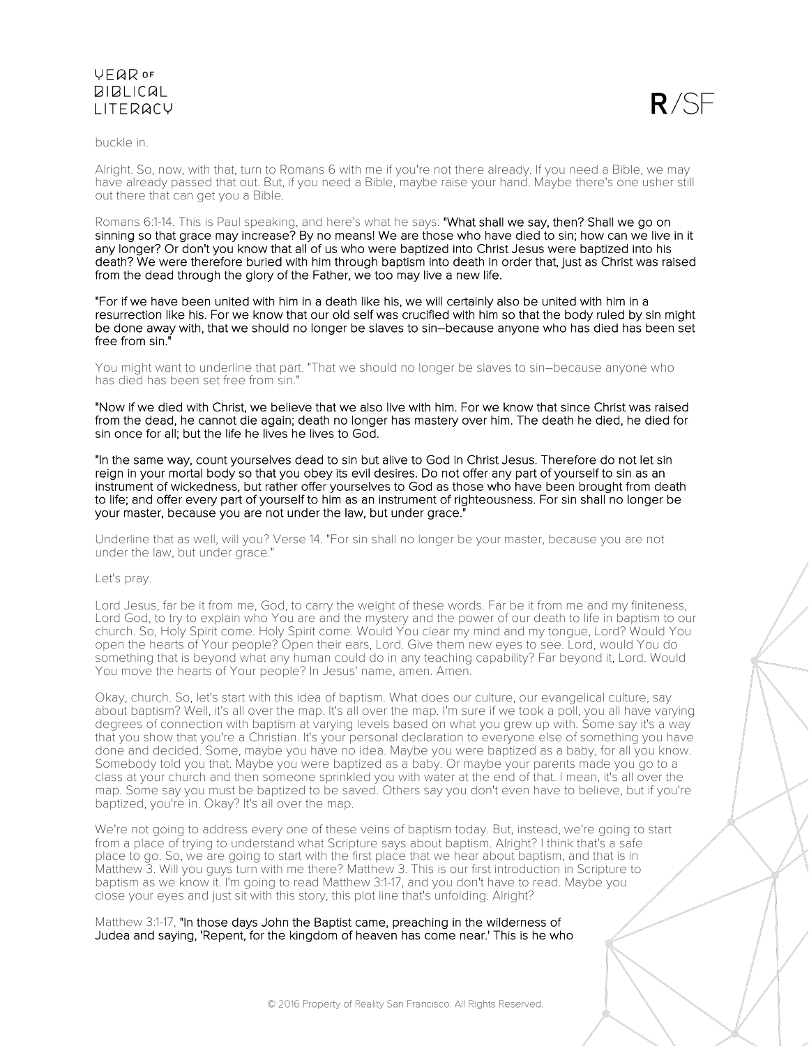buckle in.

Alright. So, now, with that, turn to Romans 6 with me if you're not there already. If you need a Bible, we may have already passed that out. But, if you need a Bible, maybe raise your hand. Maybe there's one usher still out there that can get you a Bible.

Romans 6:1-14. This is Paul speaking, and here's what he says: **"What shall we say, then? Shall we go on sinning so that grace may increase? By no means! We are those who have died to sin; how can we live in it any longer? Or don't you know that all of us who were baptized into Christ Jesus were baptized into his death? We were therefore buried with him through baptism into death in order that, just as Christ was raised from the dead through the glory of the Father, we too may live a new life.**

**"For if we have been united with him in a death like his, we will certainly also be united with him in a resurrection like his. For we know that our old self was crucified with him so that the body ruled by sin might be done away with, that we should no longer be slaves to sin–because anyone who has died has been set free from sin."**

You might want to underline that part. "That we should no longer be slaves to sin–because anyone who has died has been set free from sin."

**"Now if we died with Christ, we believe that we also live with him. For we know that since Christ was raised from the dead, he cannot die again; death no longer has mastery over him. The death he died, he died for sin once for all; but the life he lives he lives to God.**

**"In the same way, count yourselves dead to sin but alive to God in Christ Jesus. Therefore do not let sin reign in your mortal body so that you obey its evil desires. Do not offer any part of yourself to sin as an instrument of wickedness, but rather offer yourselves to God as those who have been brought from death to life; and offer every part of yourself to him as an instrument of righteousness. For sin shall no longer be your master, because you are not under the law, but under grace."**

Underline that as well, will you? Verse 14. "For sin shall no longer be your master, because you are not under the law, but under grace."

Let's pray.

Lord Jesus, far be it from me, God, to carry the weight of these words. Far be it from me and my finiteness, Lord God, to try to explain who You are and the mystery and the power of our death to life in baptism to our church. So, Holy Spirit come. Holy Spirit come. Would You clear my mind and my tongue, Lord? Would You open the hearts of Your people? Open their ears, Lord. Give them new eyes to see. Lord, would You do something that is beyond what any human could do in any teaching capability? Far beyond it, Lord. Would You move the hearts of Your people? In Jesus' name, amen. Amen.

Okay, church. So, let's start with this idea of baptism. What does our culture, our evangelical culture, say about baptism? Well, it's all over the map. It's all over the map. I'm sure if we took a poll, you all have varying degrees of connection with baptism at varying levels based on what you grew up with. Some say it's a way that you show that you're a Christian. It's your personal declaration to everyone else of something you have done and decided. Some, maybe you have no idea. Maybe you were baptized as a baby, for all you know. Somebody told you that. Maybe you were baptized as a baby. Or maybe your parents made you go to a class at your church and then someone sprinkled you with water at the end of that. I mean, it's all over the map. Some say you must be baptized to be saved. Others say you don't even have to believe, but if you're baptized, you're in. Okay? It's all over the map.

We're not going to address every one of these veins of baptism today. But, instead, we're going to start from a place of trying to understand what Scripture says about baptism. Alright? I think that's a safe place to go. So, we are going to start with the first place that we hear about baptism, and that is in Matthew 3. Will you guys turn with me there? Matthew 3. This is our first introduction in Scripture to baptism as we know it. I'm going to read Matthew 3:1-17, and you don't have to read. Maybe you close your eyes and just sit with this story, this plot line that's unfolding. Alright?

Matthew 3:1-17, **"In those days John the Baptist came, preaching in the wilderness of Judea and saying, 'Repent, for the kingdom of heaven has come near.' This is he who**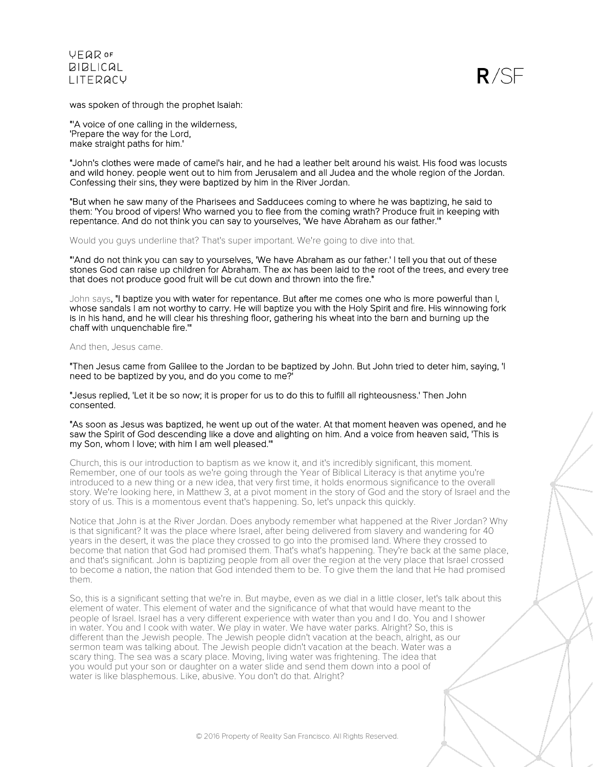was spoken of through the prophet Isaiah:

"'A voice of one calling in the wilderness,
'Prepare the way for the Lord,
make straight paths for him.'

"John's clothes were made of camel's hair, and he had a leather belt around his waist. His food was locusts and wild honey. people went out to him from Jerusalem and all Judea and the whole region of the Jordan. Confessing their sins, they were baptized by him in the River Jordan.

"But when he saw many of the Pharisees and Sadducees coming to where he was baptizing, he said to them: 'You brood of vipers! Who warned you to flee from the coming wrath? Produce fruit in keeping with repentance. And do not think you can say to yourselves, 'We have Abraham as our father.'"

Would you guys underline that? That's super important. We're going to dive into that.

"'And do not think you can say to yourselves, 'We have Abraham as our father.' I tell you that out of these stones God can raise up children for Abraham. The ax has been laid to the root of the trees, and every tree that does not produce good fruit will be cut down and thrown into the fire."

John says, "I baptize you with water for repentance. But after me comes one who is more powerful than I, whose sandals I am not worthy to carry. He will baptize you with the Holy Spirit and fire. His winnowing fork is in his hand, and he will clear his threshing floor, gathering his wheat into the barn and burning up the chaff with unquenchable fire.'"

And then, Jesus came.

"Then Jesus came from Galilee to the Jordan to be baptized by John. But John tried to deter him, saying, 'I need to be baptized by you, and do you come to me?'

"Jesus replied, 'Let it be so now; it is proper for us to do this to fulfill all righteousness.' Then John consented.

"As soon as Jesus was baptized, he went up out of the water. At that moment heaven was opened, and he saw the Spirit of God descending like a dove and alighting on him. And a voice from heaven said, 'This is my Son, whom I love; with him I am well pleased.'"

Church, this is our introduction to baptism as we know it, and it's incredibly significant, this moment. Remember, one of our tools as we're going through the Year of Biblical Literacy is that anytime you're introduced to a new thing or a new idea, that very first time, it holds enormous significance to the overall story. We're looking here, in Matthew 3, at a pivot moment in the story of God and the story of Israel and the story of us. This is a momentous event that's happening. So, let's unpack this quickly.

Notice that John is at the River Jordan. Does anybody remember what happened at the River Jordan? Why is that significant? It was the place where Israel, after being delivered from slavery and wandering for 40 years in the desert, it was the place they crossed to go into the promised land. Where they crossed to become that nation that God had promised them. That's what's happening. They're back at the same place, and that's significant. John is baptizing people from all over the region at the very place that Israel crossed to become a nation, the nation that God intended them to be. To give them the land that He had promised them.

So, this is a significant setting that we're in. But maybe, even as we dial in a little closer, let's talk about this element of water. This element of water and the significance of what that would have meant to the people of Israel. Israel has a very different experience with water than you and I do. You and I shower in water. You and I cook with water. We play in water. We have water parks. Alright? So, this is different than the Jewish people. The Jewish people didn't vacation at the beach, alright, as our sermon team was talking about. The Jewish people didn't vacation at the beach. Water was a scary thing. The sea was a scary place. Moving, living water was frightening. The idea that you would put your son or daughter on a water slide and send them down into a pool of water is like blasphemous. Like, abusive. You don't do that. Alright?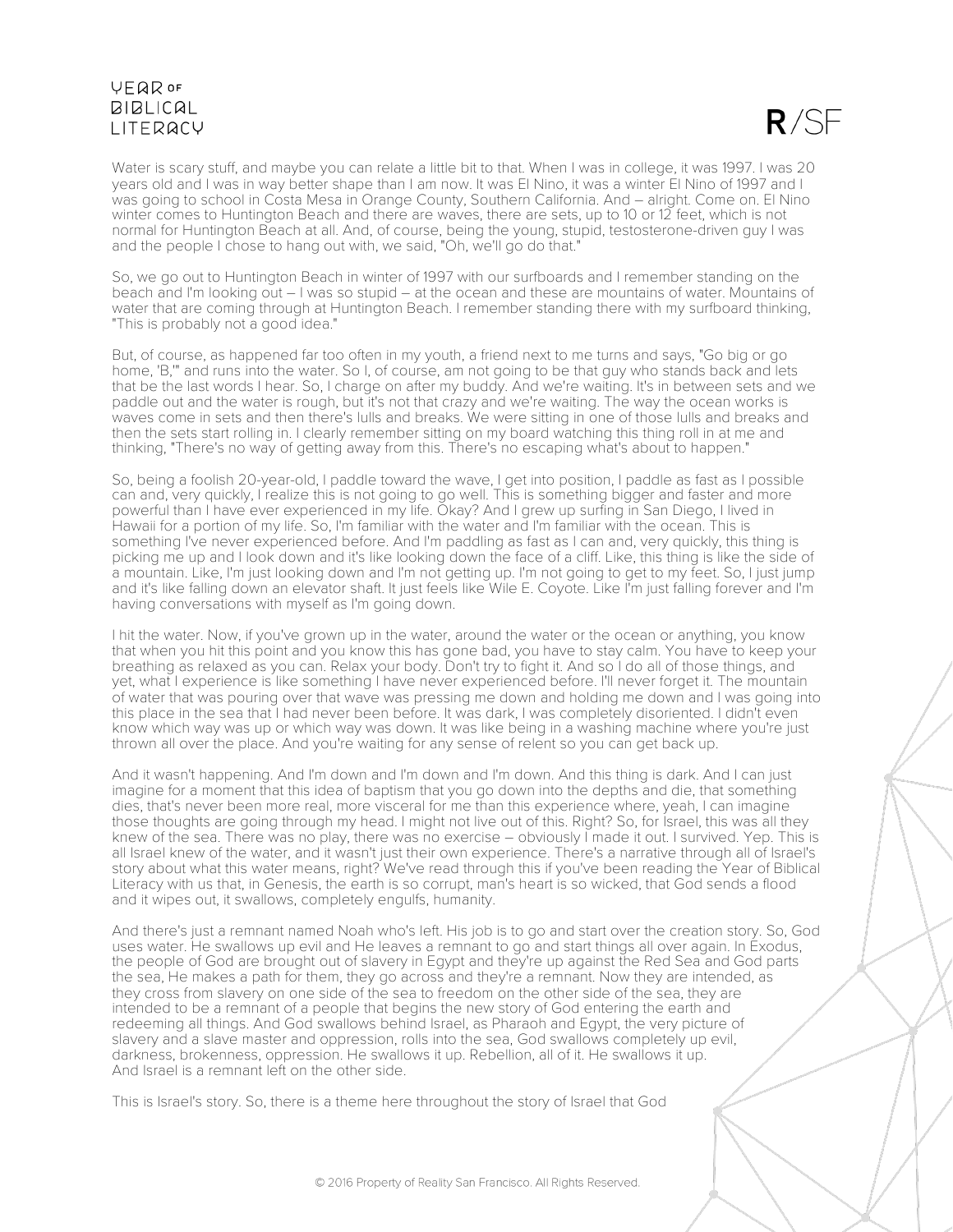Water is scary stuff, and maybe you can relate a little bit to that. When I was in college, it was 1997. I was 20 years old and I was in way better shape than I am now. It was El Nino, it was a winter El Nino of 1997 and I was going to school in Costa Mesa in Orange County, Southern California. And – alright. Come on. El Nino winter comes to Huntington Beach and there are waves, there are sets, up to 10 or 12 feet, which is not normal for Huntington Beach at all. And, of course, being the young, stupid, testosterone-driven guy I was and the people I chose to hang out with, we said, "Oh, we'll go do that."

So, we go out to Huntington Beach in winter of 1997 with our surfboards and I remember standing on the beach and I'm looking out – I was so stupid – at the ocean and these are mountains of water. Mountains of water that are coming through at Huntington Beach. I remember standing there with my surfboard thinking, "This is probably not a good idea."

But, of course, as happened far too often in my youth, a friend next to me turns and says, "Go big or go home, 'B,'" and runs into the water. So I, of course, am not going to be that guy who stands back and lets that be the last words I hear. So, I charge on after my buddy. And we're waiting. It's in between sets and we paddle out and the water is rough, but it's not that crazy and we're waiting. The way the ocean works is waves come in sets and then there's lulls and breaks. We were sitting in one of those lulls and breaks and then the sets start rolling in. I clearly remember sitting on my board watching this thing roll in at me and thinking, "There's no way of getting away from this. There's no escaping what's about to happen."

So, being a foolish 20-year-old, I paddle toward the wave, I get into position, I paddle as fast as I possible can and, very quickly, I realize this is not going to go well. This is something bigger and faster and more powerful than I have ever experienced in my life. Okay? And I grew up surfing in San Diego, I lived in Hawaii for a portion of my life. So, I'm familiar with the water and I'm familiar with the ocean. This is something I've never experienced before. And I'm paddling as fast as I can and, very quickly, this thing is picking me up and I look down and it's like looking down the face of a cliff. Like, this thing is like the side of a mountain. Like, I'm just looking down and I'm not getting up. I'm not going to get to my feet. So, I just jump and it's like falling down an elevator shaft. It just feels like Wile E. Coyote. Like I'm just falling forever and I'm having conversations with myself as I'm going down.

I hit the water. Now, if you've grown up in the water, around the water or the ocean or anything, you know that when you hit this point and you know this has gone bad, you have to stay calm. You have to keep your breathing as relaxed as you can. Relax your body. Don't try to fight it. And so I do all of those things, and yet, what I experience is like something I have never experienced before. I'll never forget it. The mountain of water that was pouring over that wave was pressing me down and holding me down and I was going into this place in the sea that I had never been before. It was dark, I was completely disoriented. I didn't even know which way was up or which way was down. It was like being in a washing machine where you're just thrown all over the place. And you're waiting for any sense of relent so you can get back up.

And it wasn't happening. And I'm down and I'm down and I'm down. And this thing is dark. And I can just imagine for a moment that this idea of baptism that you go down into the depths and die, that something dies, that's never been more real, more visceral for me than this experience where, yeah, I can imagine those thoughts are going through my head. I might not live out of this. Right? So, for Israel, this was all they knew of the sea. There was no play, there was no exercise – obviously I made it out. I survived. Yep. This is all Israel knew of the water, and it wasn't just their own experience. There's a narrative through all of Israel's story about what this water means, right? We've read through this if you've been reading the Year of Biblical Literacy with us that, in Genesis, the earth is so corrupt, man's heart is so wicked, that God sends a flood and it wipes out, it swallows, completely engulfs, humanity.

And there's just a remnant named Noah who's left. His job is to go and start over the creation story. So, God uses water. He swallows up evil and He leaves a remnant to go and start things all over again. In Exodus, the people of God are brought out of slavery in Egypt and they're up against the Red Sea and God parts the sea, He makes a path for them, they go across and they're a remnant. Now they are intended, as they cross from slavery on one side of the sea to freedom on the other side of the sea, they are intended to be a remnant of a people that begins the new story of God entering the earth and redeeming all things. And God swallows behind Israel, as Pharaoh and Egypt, the very picture of slavery and a slave master and oppression, rolls into the sea, God swallows completely up evil, darkness, brokenness, oppression. He swallows it up. Rebellion, all of it. He swallows it up. And Israel is a remnant left on the other side.

This is Israel's story. So, there is a theme here throughout the story of Israel that God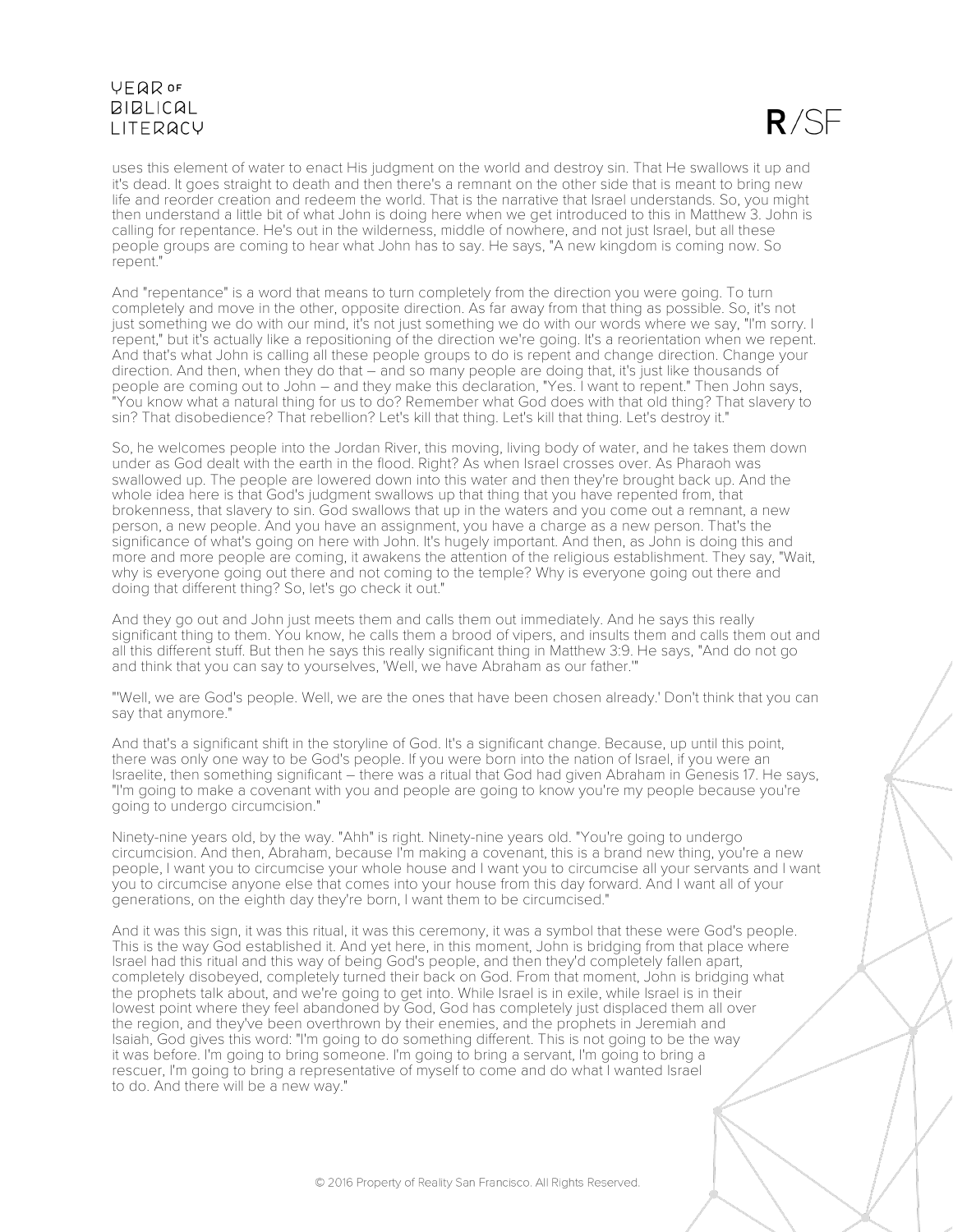uses this element of water to enact His judgment on the world and destroy sin. That He swallows it up and it's dead. It goes straight to death and then there's a remnant on the other side that is meant to bring new life and reorder creation and redeem the world. That is the narrative that Israel understands. So, you might then understand a little bit of what John is doing here when we get introduced to this in Matthew 3. John is calling for repentance. He's out in the wilderness, middle of nowhere, and not just Israel, but all these people groups are coming to hear what John has to say. He says, "A new kingdom is coming now. So repent."

And "repentance" is a word that means to turn completely from the direction you were going. To turn completely and move in the other, opposite direction. As far away from that thing as possible. So, it's not just something we do with our mind, it's not just something we do with our words where we say, "I'm sorry. I repent," but it's actually like a repositioning of the direction we're going. It's a reorientation when we repent. And that's what John is calling all these people groups to do is repent and change direction. Change your direction. And then, when they do that – and so many people are doing that, it's just like thousands of people are coming out to John – and they make this declaration, "Yes. I want to repent." Then John says, "You know what a natural thing for us to do? Remember what God does with that old thing? That slavery to sin? That disobedience? That rebellion? Let's kill that thing. Let's kill that thing. Let's destroy it."

So, he welcomes people into the Jordan River, this moving, living body of water, and he takes them down under as God dealt with the earth in the flood. Right? As when Israel crosses over. As Pharaoh was swallowed up. The people are lowered down into this water and then they're brought back up. And the whole idea here is that God's judgment swallows up that thing that you have repented from, that brokenness, that slavery to sin. God swallows that up in the waters and you come out a remnant, a new person, a new people. And you have an assignment, you have a charge as a new person. That's the significance of what's going on here with John. It's hugely important. And then, as John is doing this and more and more people are coming, it awakens the attention of the religious establishment. They say, "Wait, why is everyone going out there and not coming to the temple? Why is everyone going out there and doing that different thing? So, let's go check it out."

And they go out and John just meets them and calls them out immediately. And he says this really significant thing to them. You know, he calls them a brood of vipers, and insults them and calls them out and all this different stuff. But then he says this really significant thing in Matthew 3:9. He says, "And do not go and think that you can say to yourselves, 'Well, we have Abraham as our father.'"

"'Well, we are God's people. Well, we are the ones that have been chosen already.' Don't think that you can say that anymore."

And that's a significant shift in the storyline of God. It's a significant change. Because, up until this point, there was only one way to be God's people. If you were born into the nation of Israel, if you were an Israelite, then something significant – there was a ritual that God had given Abraham in Genesis 17. He says, "I'm going to make a covenant with you and people are going to know you're my people because you're going to undergo circumcision."

Ninety-nine years old, by the way. "Ahh" is right. Ninety-nine years old. "You're going to undergo circumcision. And then, Abraham, because I'm making a covenant, this is a brand new thing, you're a new people, I want you to circumcise your whole house and I want you to circumcise all your servants and I want you to circumcise anyone else that comes into your house from this day forward. And I want all of your generations, on the eighth day they're born, I want them to be circumcised."

And it was this sign, it was this ritual, it was this ceremony, it was a symbol that these were God's people. This is the way God established it. And yet here, in this moment, John is bridging from that place where Israel had this ritual and this way of being God's people, and then they'd completely fallen apart, completely disobeyed, completely turned their back on God. From that moment, John is bridging what the prophets talk about, and we're going to get into. While Israel is in exile, while Israel is in their lowest point where they feel abandoned by God, God has completely just displaced them all over the region, and they've been overthrown by their enemies, and the prophets in Jeremiah and Isaiah, God gives this word: "I'm going to do something different. This is not going to be the way it was before. I'm going to bring someone. I'm going to bring a servant, I'm going to bring a rescuer, I'm going to bring a representative of myself to come and do what I wanted Israel to do. And there will be a new way."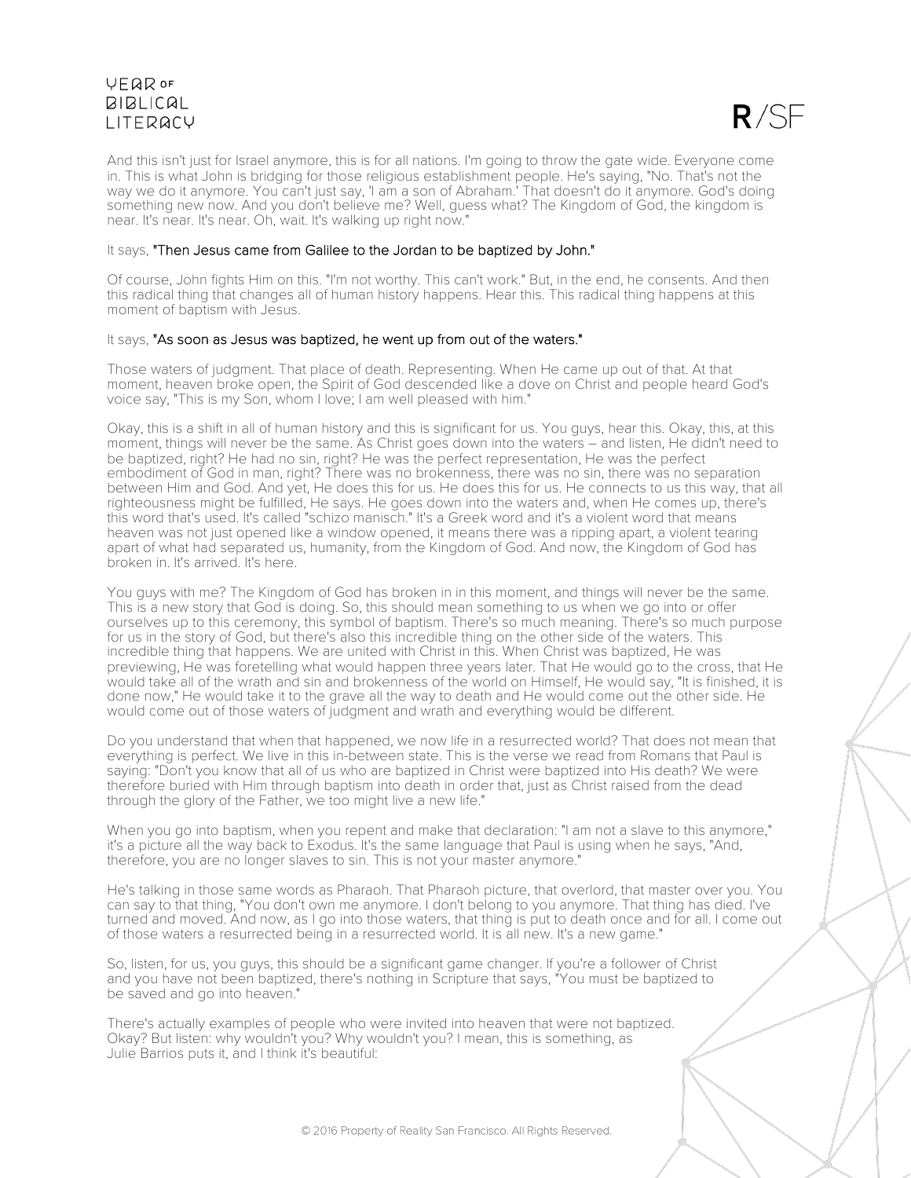And this isn't just for Israel anymore, this is for all nations. I'm going to throw the gate wide. Everyone come in. This is what John is bridging for those religious establishment people. He's saying, "No. That's not the way we do it anymore. You can't just say, 'I am a son of Abraham.' That doesn't do it anymore. God's doing something new now. And you don't believe me? Well, guess what? The Kingdom of God, the kingdom is near. It's near. It's near. Oh, wait. It's walking up right now."

It says, **"Then Jesus came from Galilee to the Jordan to be baptized by John."**

Of course, John fights Him on this. "I'm not worthy. This can't work." But, in the end, he consents. And then this radical thing that changes all of human history happens. Hear this. This radical thing happens at this moment of baptism with Jesus.

It says, **"As soon as Jesus was baptized, he went up from out of the waters."**

Those waters of judgment. That place of death. Representing. When He came up out of that. At that moment, heaven broke open, the Spirit of God descended like a dove on Christ and people heard God's voice say, "This is my Son, whom I love; I am well pleased with him."

Okay, this is a shift in all of human history and this is significant for us. You guys, hear this. Okay, this, at this moment, things will never be the same. As Christ goes down into the waters – and listen, He didn't need to be baptized, right? He had no sin, right? He was the perfect representation, He was the perfect embodiment of God in man, right? There was no brokenness, there was no sin, there was no separation between Him and God. And yet, He does this for us. He does this for us. He connects to us this way, that all righteousness might be fulfilled, He says. He goes down into the waters and, when He comes up, there's this word that's used. It's called "schizo manisch." It's a Greek word and it's a violent word that means heaven was not just opened like a window opened, it means there was a ripping apart, a violent tearing apart of what had separated us, humanity, from the Kingdom of God. And now, the Kingdom of God has broken in. It's arrived. It's here.

You guys with me? The Kingdom of God has broken in in this moment, and things will never be the same. This is a new story that God is doing. So, this should mean something to us when we go into or offer ourselves up to this ceremony, this symbol of baptism. There's so much meaning. There's so much purpose for us in the story of God, but there's also this incredible thing on the other side of the waters. This incredible thing that happens. We are united with Christ in this. When Christ was baptized, He was previewing, He was foretelling what would happen three years later. That He would go to the cross, that He would take all of the wrath and sin and brokenness of the world on Himself, He would say, "It is finished, it is done now," He would take it to the grave all the way to death and He would come out the other side. He would come out of those waters of judgment and wrath and everything would be different.

Do you understand that when that happened, we now life in a resurrected world? That does not mean that everything is perfect. We live in this in-between state. This is the verse we read from Romans that Paul is saying: "Don't you know that all of us who are baptized in Christ were baptized into His death? We were therefore buried with Him through baptism into death in order that, just as Christ raised from the dead through the glory of the Father, we too might live a new life."

When you go into baptism, when you repent and make that declaration: "I am not a slave to this anymore," it's a picture all the way back to Exodus. It's the same language that Paul is using when he says, "And, therefore, you are no longer slaves to sin. This is not your master anymore."

He's talking in those same words as Pharaoh. That Pharaoh picture, that overlord, that master over you. You can say to that thing, "You don't own me anymore. I don't belong to you anymore. That thing has died. I've turned and moved. And now, as I go into those waters, that thing is put to death once and for all. I come out of those waters a resurrected being in a resurrected world. It is all new. It's a new game."

So, listen, for us, you guys, this should be a significant game changer. If you're a follower of Christ and you have not been baptized, there's nothing in Scripture that says, "You must be baptized to be saved and go into heaven."

There's actually examples of people who were invited into heaven that were not baptized. Okay? But listen: why wouldn't you? Why wouldn't you? I mean, this is something, as Julie Barrios puts it, and I think it's beautiful: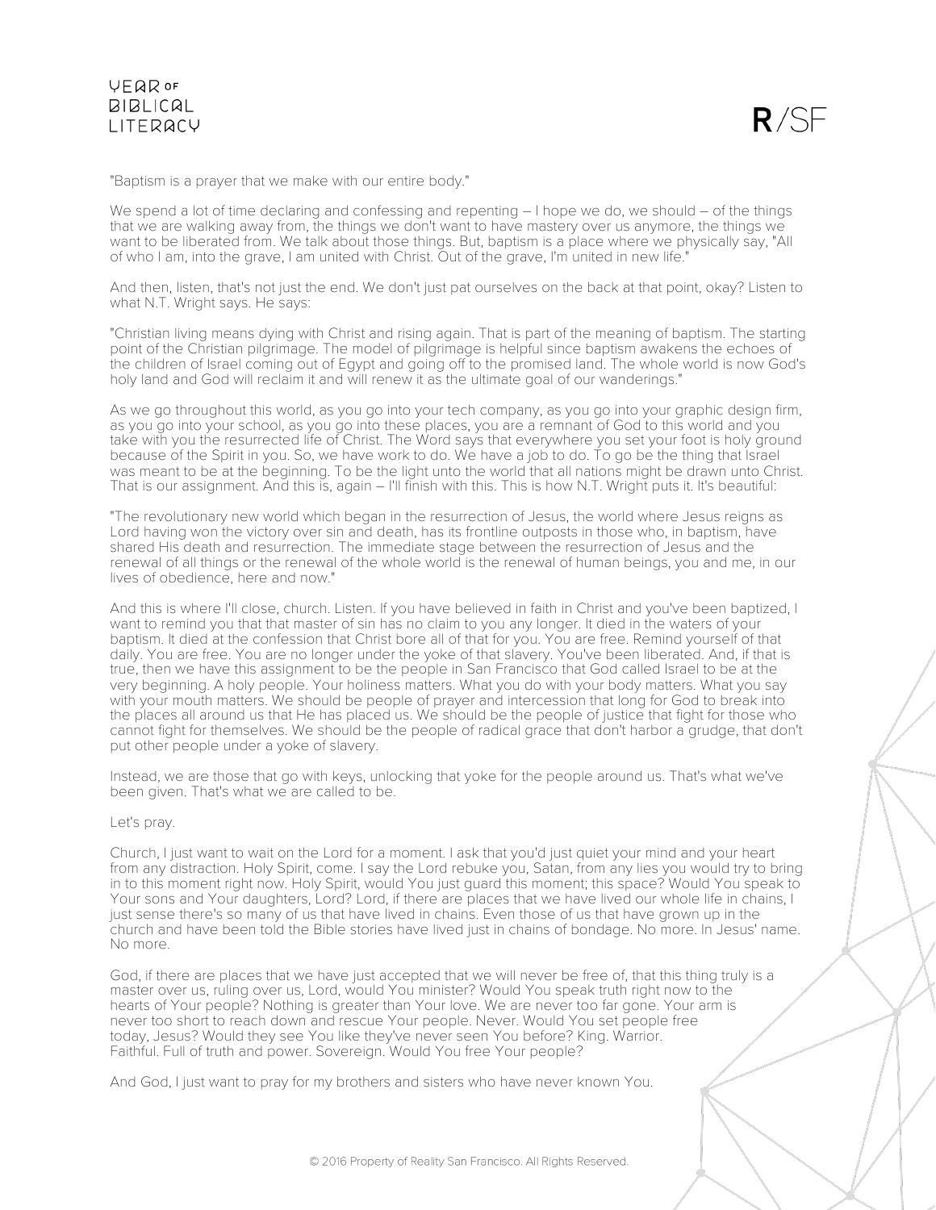"Baptism is a prayer that we make with our entire body."

We spend a lot of time declaring and confessing and repenting – I hope we do, we should – of the things that we are walking away from, the things we don't want to have mastery over us anymore, the things we want to be liberated from. We talk about those things. But, baptism is a place where we physically say, "All of who I am, into the grave, I am united with Christ. Out of the grave, I'm united in new life."

And then, listen, that's not just the end. We don't just pat ourselves on the back at that point, okay? Listen to what N.T. Wright says. He says:

"Christian living means dying with Christ and rising again. That is part of the meaning of baptism. The starting point of the Christian pilgrimage. The model of pilgrimage is helpful since baptism awakens the echoes of the children of Israel coming out of Egypt and going off to the promised land. The whole world is now God's holy land and God will reclaim it and will renew it as the ultimate goal of our wanderings."

As we go throughout this world, as you go into your tech company, as you go into your graphic design firm, as you go into your school, as you go into these places, you are a remnant of God to this world and you take with you the resurrected life of Christ. The Word says that everywhere you set your foot is holy ground because of the Spirit in you. So, we have work to do. We have a job to do. To go be the thing that Israel was meant to be at the beginning. To be the light unto the world that all nations might be drawn unto Christ. That is our assignment. And this is, again – I'll finish with this. This is how N.T. Wright puts it. It's beautiful:

"The revolutionary new world which began in the resurrection of Jesus, the world where Jesus reigns as Lord having won the victory over sin and death, has its frontline outposts in those who, in baptism, have shared His death and resurrection. The immediate stage between the resurrection of Jesus and the renewal of all things or the renewal of the whole world is the renewal of human beings, you and me, in our lives of obedience, here and now."

And this is where I'll close, church. Listen. If you have believed in faith in Christ and you've been baptized, I want to remind you that that master of sin has no claim to you any longer. It died in the waters of your baptism. It died at the confession that Christ bore all of that for you. You are free. Remind yourself of that daily. You are free. You are no longer under the yoke of that slavery. You've been liberated. And, if that is true, then we have this assignment to be the people in San Francisco that God called Israel to be at the very beginning. A holy people. Your holiness matters. What you do with your body matters. What you say with your mouth matters. We should be people of prayer and intercession that long for God to break into the places all around us that He has placed us. We should be the people of justice that fight for those who cannot fight for themselves. We should be the people of radical grace that don't harbor a grudge, that don't put other people under a yoke of slavery.

Instead, we are those that go with keys, unlocking that yoke for the people around us. That's what we've been given. That's what we are called to be.

Let's pray.

Church, I just want to wait on the Lord for a moment. I ask that you'd just quiet your mind and your heart from any distraction. Holy Spirit, come. I say the Lord rebuke you, Satan, from any lies you would try to bring in to this moment right now. Holy Spirit, would You just guard this moment; this space? Would You speak to Your sons and Your daughters, Lord? Lord, if there are places that we have lived our whole life in chains, I just sense there's so many of us that have lived in chains. Even those of us that have grown up in the church and have been told the Bible stories have lived just in chains of bondage. No more. In Jesus' name. No more.

God, if there are places that we have just accepted that we will never be free of, that this thing truly is a master over us, ruling over us, Lord, would You minister? Would You speak truth right now to the hearts of Your people? Nothing is greater than Your love. We are never too far gone. Your arm is never too short to reach down and rescue Your people. Never. Would You set people free today, Jesus? Would they see You like they've never seen You before? King. Warrior. Faithful. Full of truth and power. Sovereign. Would You free Your people?

And God, I just want to pray for my brothers and sisters who have never known You.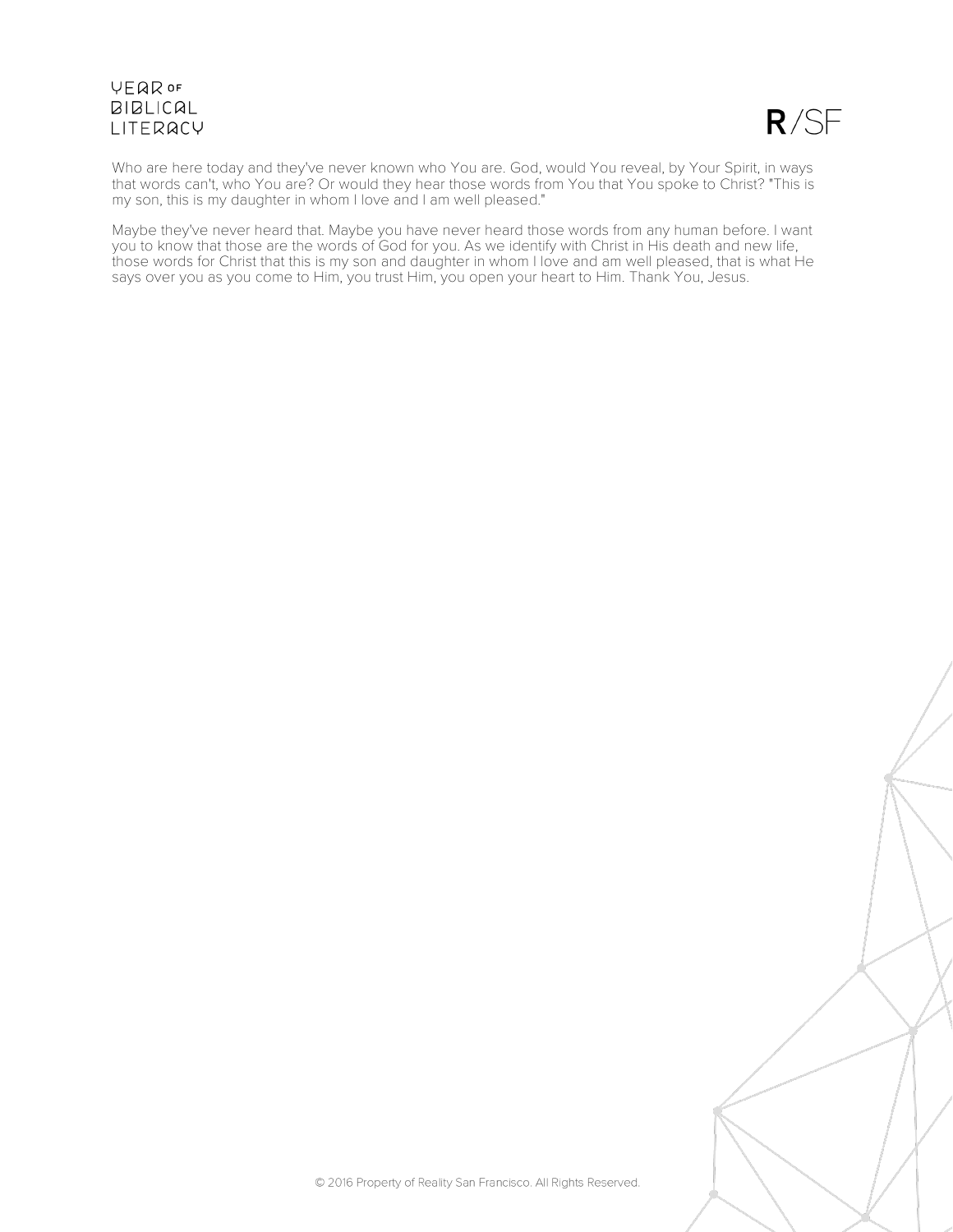Who are here today and they've never known who You are. God, would You reveal, by Your Spirit, in ways that words can't, who You are? Or would they hear those words from You that You spoke to Christ? "This is my son, this is my daughter in whom I love and I am well pleased."

Maybe they've never heard that. Maybe you have never heard those words from any human before. I want you to know that those are the words of God for you. As we identify with Christ in His death and new life, those words for Christ that this is my son and daughter in whom I love and am well pleased, that is what He says over you as you come to Him, you trust Him, you open your heart to Him. Thank You, Jesus.